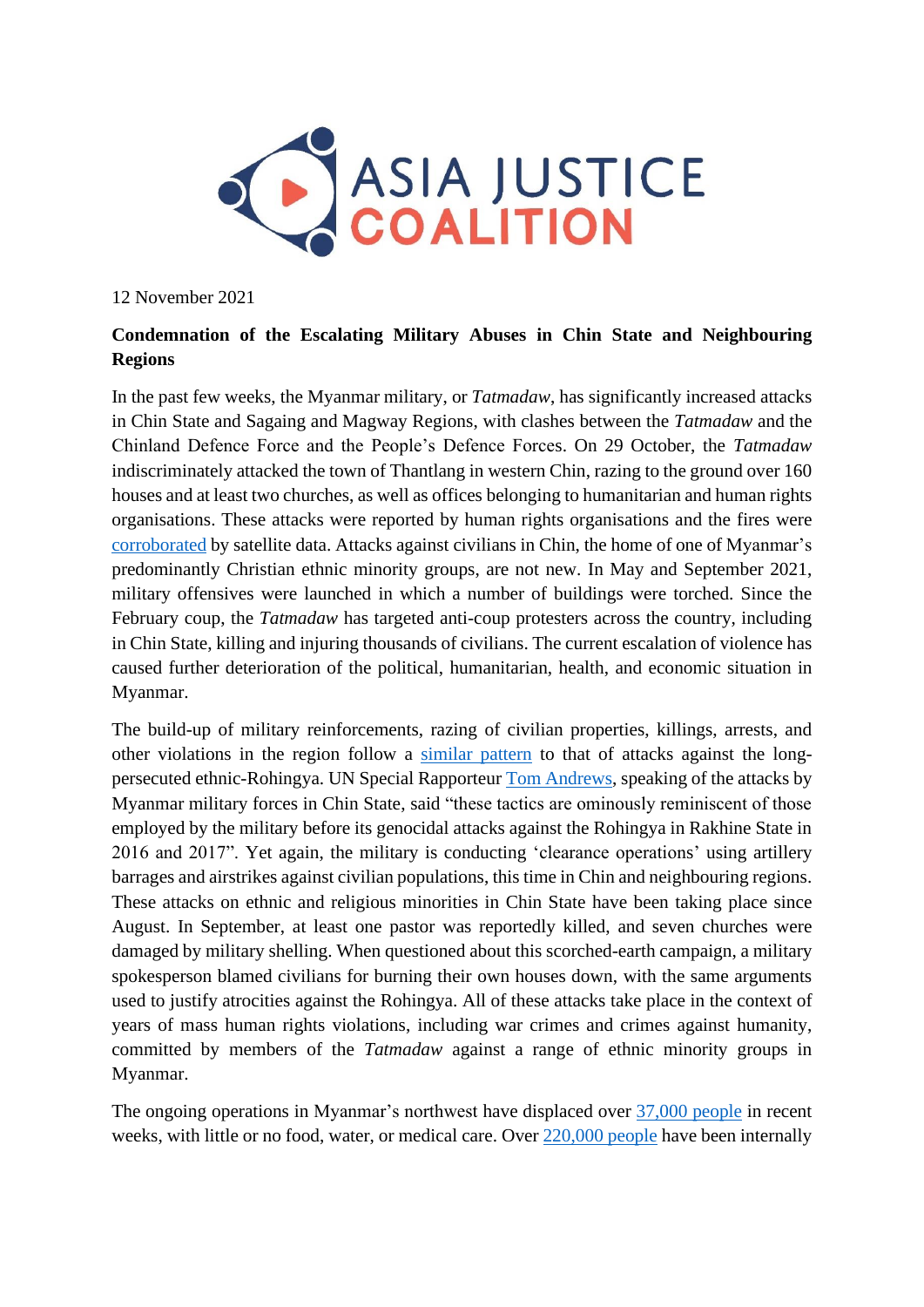ASIA JUSTICE COALITION

12 November 2021

**Condemnation of the Escalating Military Abuses in Chin State and Neighbouring Regions**

In the past few weeks, the Myanmar military, or *Tatmadaw*, has significantly increased attacks in Chin State and Sagaing and Magway Regions, with clashes between the *Tatmadaw* and the Chinland Defence Force and the People's Defence Forces. On 29 October, the *Tatmadaw* indiscriminately attacked the town of Thantlang in western Chin, razing to the ground over 160 houses and at least two churches, as well as offices belonging to humanitarian and human rights organisations. These attacks were reported by human rights organisations and the fires were corroborated by satellite data. Attacks against civilians in Chin, the home of one of Myanmar's predominantly Christian ethnic minority groups, are not new. In May and September 2021, military offensives were launched in which a number of buildings were torched. Since the February coup, the *Tatmadaw* has targeted anti-coup protesters across the country, including in Chin State, killing and injuring thousands of civilians. The current escalation of violence has caused further deterioration of the political, humanitarian, health, and economic situation in Myanmar.

The build-up of military reinforcements, razing of civilian properties, killings, arrests, and other violations in the region follow a similar pattern to that of attacks against the long-persecuted ethnic-Rohingya. UN Special Rapporteur Tom Andrews, speaking of the attacks by Myanmar military forces in Chin State, said "these tactics are ominously reminiscent of those employed by the military before its genocidal attacks against the Rohingya in Rakhine State in 2016 and 2017". Yet again, the military is conducting 'clearance operations' using artillery barrages and airstrikes against civilian populations, this time in Chin and neighbouring regions. These attacks on ethnic and religious minorities in Chin State have been taking place since August. In September, at least one pastor was reportedly killed, and seven churches were damaged by military shelling. When questioned about this scorched-earth campaign, a military spokesperson blamed civilians for burning their own houses down, with the same arguments used to justify atrocities against the Rohingya. All of these attacks take place in the context of years of mass human rights violations, including war crimes and crimes against humanity, committed by members of the *Tatmadaw* against a range of ethnic minority groups in Myanmar.

The ongoing operations in Myanmar's northwest have displaced over 37,000 people in recent weeks, with little or no food, water, or medical care. Over 220,000 people have been internally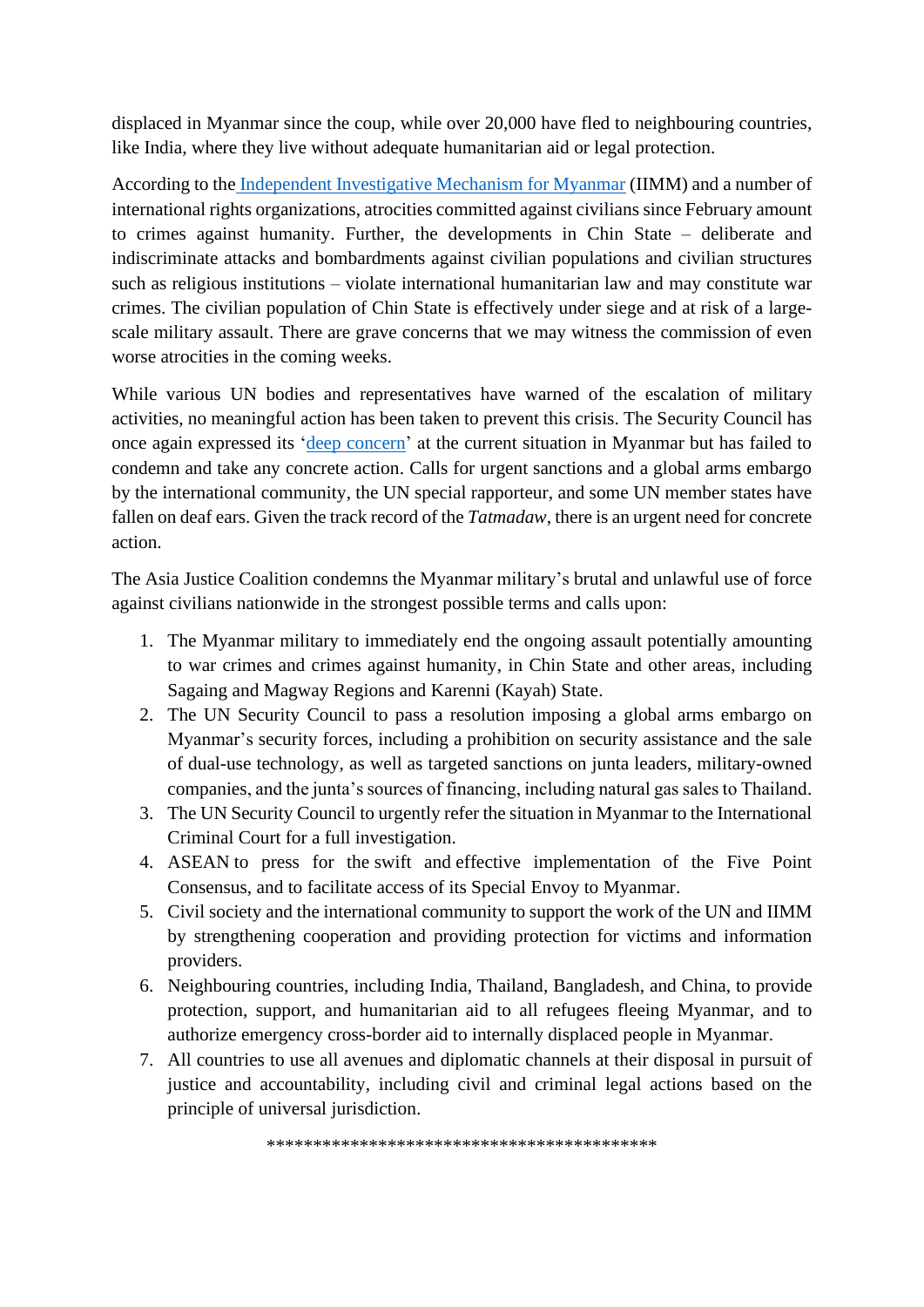displaced in Myanmar since the coup, while over 20,000 have fled to neighbouring countries, like India, where they live without adequate humanitarian aid or legal protection.

According to the [Independent Investigative Mechanism for Myanmar](#) (IIMM) and a number of international rights organizations, atrocities committed against civilians since February amount to crimes against humanity. Further, the developments in Chin State – deliberate and indiscriminate attacks and bombardments against civilian populations and civilian structures such as religious institutions – violate international humanitarian law and may constitute war crimes. The civilian population of Chin State is effectively under siege and at risk of a large-scale military assault. There are grave concerns that we may witness the commission of even worse atrocities in the coming weeks.

While various UN bodies and representatives have warned of the escalation of military activities, no meaningful action has been taken to prevent this crisis. The Security Council has once again expressed its '[deep concern](#)' at the current situation in Myanmar but has failed to condemn and take any concrete action. Calls for urgent sanctions and a global arms embargo by the international community, the UN special rapporteur, and some UN member states have fallen on deaf ears. Given the track record of the *Tatmadaw*, there is an urgent need for concrete action.

The Asia Justice Coalition condemns the Myanmar military's brutal and unlawful use of force against civilians nationwide in the strongest possible terms and calls upon:

1. The Myanmar military to immediately end the ongoing assault potentially amounting to war crimes and crimes against humanity, in Chin State and other areas, including Sagaing and Magway Regions and Karenni (Kayah) State.
2. The UN Security Council to pass a resolution imposing a global arms embargo on Myanmar's security forces, including a prohibition on security assistance and the sale of dual-use technology, as well as targeted sanctions on junta leaders, military-owned companies, and the junta's sources of financing, including natural gas sales to Thailand.
3. The UN Security Council to urgently refer the situation in Myanmar to the International Criminal Court for a full investigation.
4. ASEAN to press for the swift and effective implementation of the Five Point Consensus, and to facilitate access of its Special Envoy to Myanmar.
5. Civil society and the international community to support the work of the UN and IIMM by strengthening cooperation and providing protection for victims and information providers.
6. Neighbouring countries, including India, Thailand, Bangladesh, and China, to provide protection, support, and humanitarian aid to all refugees fleeing Myanmar, and to authorize emergency cross-border aid to internally displaced people in Myanmar.
7. All countries to use all avenues and diplomatic channels at their disposal in pursuit of justice and accountability, including civil and criminal legal actions based on the principle of universal jurisdiction.

******************************************